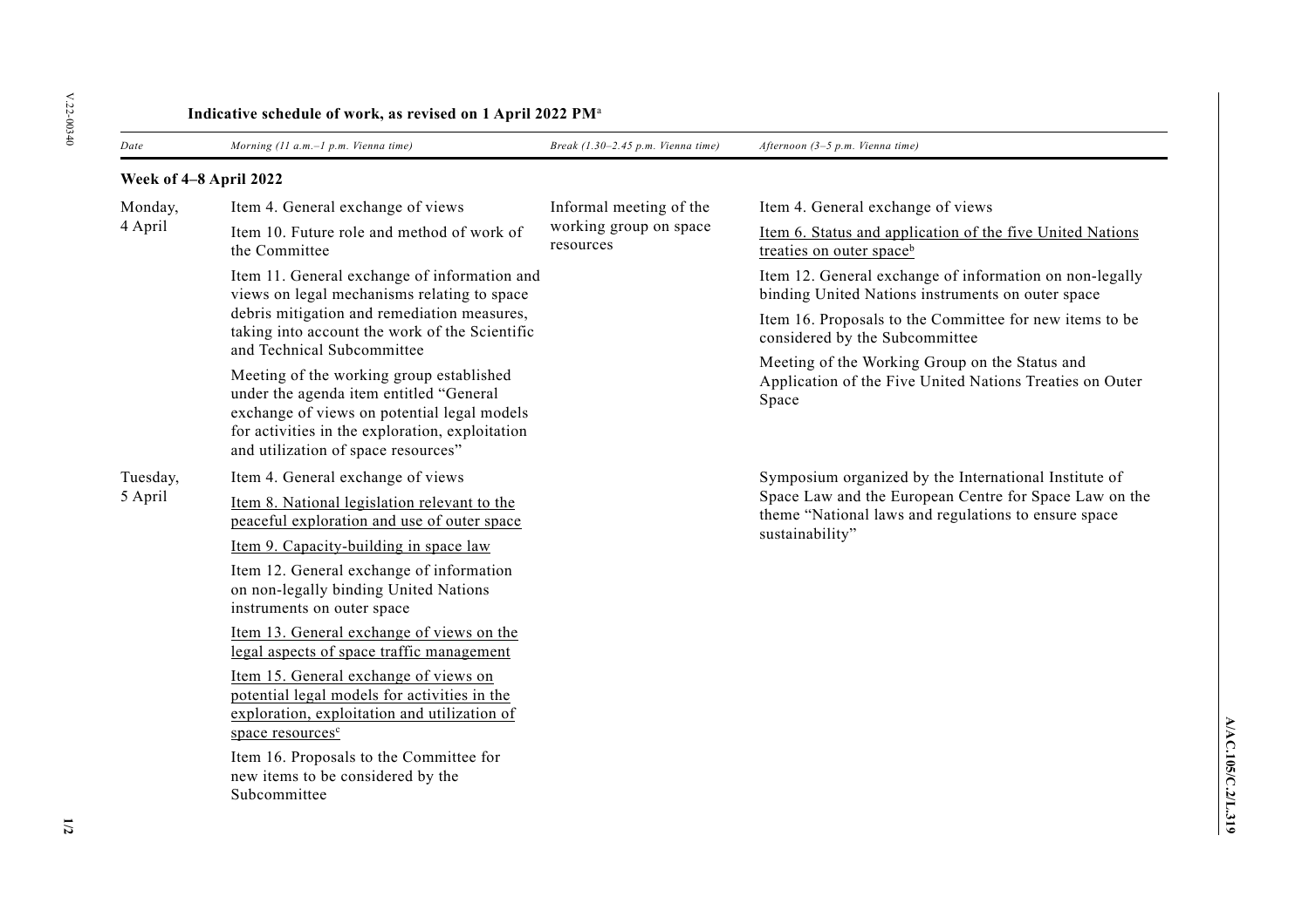## Indicative schedule of work, as revised on 1 April 2022 PM[a]

| Date | Morning (11 a.m.–1 p.m. Vienna time) | Break (1.30–2.45 p.m. Vienna time) | Afternoon (3–5 p.m. Vienna time) |
|---|---|---|---|
| **Week of 4–8 April 2022** | | | |
| Monday, 4 April | Item 4. General exchange of views<br><br>Item 10. Future role and method of work of the Committee<br><br>Item 11. General exchange of information and views on legal mechanisms relating to space debris mitigation and remediation measures, taking into account the work of the Scientific and Technical Subcommittee<br><br>Meeting of the working group established under the agenda item entitled "General exchange of views on potential legal models for activities in the exploration, exploitation and utilization of space resources" | Informal meeting of the working group on space resources | Item 4. General exchange of views<br><br>Item 6. Status and application of the five United Nations treaties on outer space[b]<br><br>Item 12. General exchange of information on non-legally binding United Nations instruments on outer space<br><br>Item 16. Proposals to the Committee for new items to be considered by the Subcommittee<br><br>Meeting of the Working Group on the Status and Application of the Five United Nations Treaties on Outer Space |
| Tuesday, 5 April | Item 4. General exchange of views<br><br>Item 8. National legislation relevant to the peaceful exploration and use of outer space<br><br>Item 9. Capacity-building in space law<br><br>Item 12. General exchange of information on non-legally binding United Nations instruments on outer space<br><br>Item 13. General exchange of views on the legal aspects of space traffic management<br><br>Item 15. General exchange of views on potential legal models for activities in the exploration, exploitation and utilization of space resources[c]<br><br>Item 16. Proposals to the Committee for new items to be considered by the Subcommittee | | Symposium organized by the International Institute of Space Law and the European Centre for Space Law on the theme "National laws and regulations to ensure space sustainability" |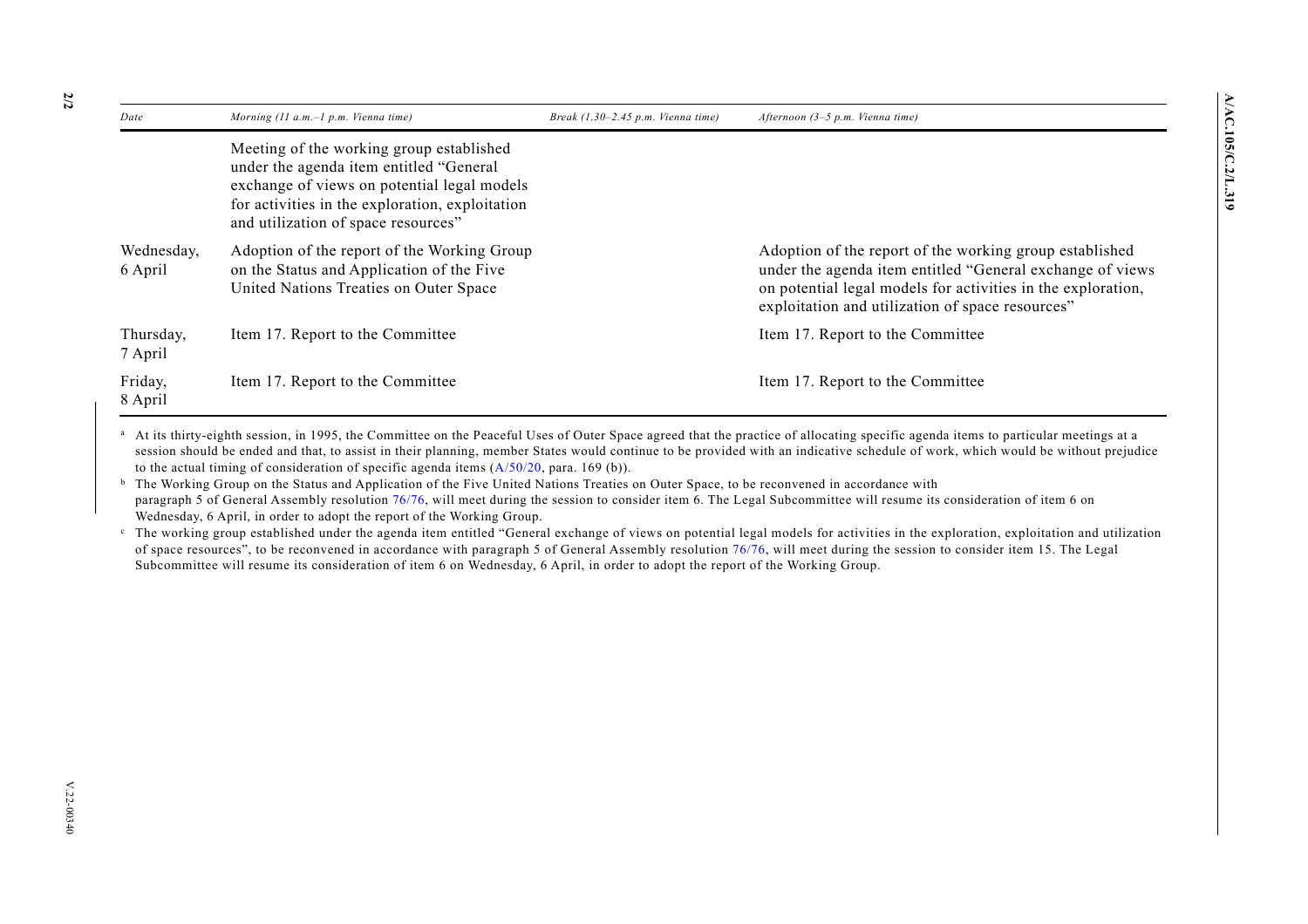| Date | Morning (11 a.m.–1 p.m. Vienna time) | Break (1.30–2.45 p.m. Vienna time) | Afternoon (3–5 p.m. Vienna time) |
|---|---|---|---|
| | Meeting of the working group established under the agenda item entitled "General exchange of views on potential legal models for activities in the exploration, exploitation and utilization of space resources" | | |
| Wednesday, 6 April | Adoption of the report of the Working Group on the Status and Application of the Five United Nations Treaties on Outer Space | | Adoption of the report of the working group established under the agenda item entitled "General exchange of views on potential legal models for activities in the exploration, exploitation and utilization of space resources" |
| Thursday, 7 April | Item 17. Report to the Committee | | Item 17. Report to the Committee |
| Friday, 8 April | Item 17. Report to the Committee | | Item 17. Report to the Committee |

[a] At its thirty-eighth session, in 1995, the Committee on the Peaceful Uses of Outer Space agreed that the practice of allocating specific agenda items to particular meetings at a session should be ended and that, to assist in their planning, member States would continue to be provided with an indicative schedule of work, which would be without prejudice to the actual timing of consideration of specific agenda items (A/50/20, para. 169 (b)).

[b] The Working Group on the Status and Application of the Five United Nations Treaties on Outer Space, to be reconvened in accordance with paragraph 5 of General Assembly resolution 76/76, will meet during the session to consider item 6. The Legal Subcommittee will resume its consideration of item 6 on Wednesday, 6 April, in order to adopt the report of the Working Group.

[c] The working group established under the agenda item entitled "General exchange of views on potential legal models for activities in the exploration, exploitation and utilization of space resources", to be reconvened in accordance with paragraph 5 of General Assembly resolution 76/76, will meet during the session to consider item 15. The Legal Subcommittee will resume its consideration of item 6 on Wednesday, 6 April, in order to adopt the report of the Working Group.